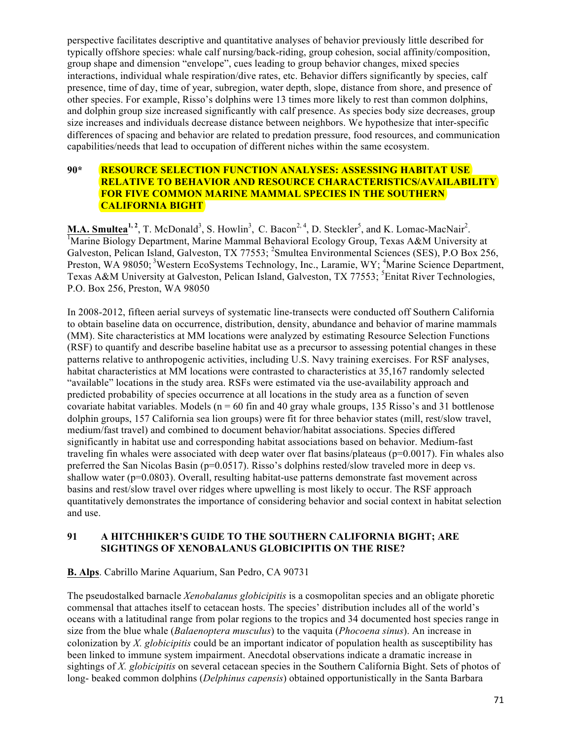perspective facilitates descriptive and quantitative analyses of behavior previously little described for typically offshore species: whale calf nursing/back-riding, group cohesion, social affinity/composition, group shape and dimension "envelope", cues leading to group behavior changes, mixed species interactions, individual whale respiration/dive rates, etc. Behavior differs significantly by species, calf presence, time of day, time of year, subregion, water depth, slope, distance from shore, and presence of other species. For example, Risso's dolphins were 13 times more likely to rest than common dolphins, and dolphin group size increased significantly with calf presence. As species body size decreases, group size increases and individuals decrease distance between neighbors. We hypothesize that inter-specific differences of spacing and behavior are related to predation pressure, food resources, and communication capabilities/needs that lead to occupation of different niches within the same ecosystem.

## 90* RESOURCE SELECTION FUNCTION ANALYSES: ASSESSING HABITAT USE RELATIVE TO BEHAVIOR AND RESOURCE CHARACTERISTICS/AVAILABILITY FOR FIVE COMMON MARINE MAMMAL SPECIES IN THE SOUTHERN CALIFORNIA BIGHT

**M.A. Smultea**[1,2], T. McDonald[3], S. Howlin[3], C. Bacon[2,4], D. Steckler[5], and K. Lomac-MacNair[2].
[1]Marine Biology Department, Marine Mammal Behavioral Ecology Group, Texas A&M University at Galveston, Pelican Island, Galveston, TX 77553; [2]Smultea Environmental Sciences (SES), P.O Box 256, Preston, WA 98050; [3]Western EcoSystems Technology, Inc., Laramie, WY; [4]Marine Science Department, Texas A&M University at Galveston, Pelican Island, Galveston, TX 77553; [5]Enitat River Technologies, P.O. Box 256, Preston, WA 98050

In 2008-2012, fifteen aerial surveys of systematic line-transects were conducted off Southern California to obtain baseline data on occurrence, distribution, density, abundance and behavior of marine mammals (MM). Site characteristics at MM locations were analyzed by estimating Resource Selection Functions (RSF) to quantify and describe baseline habitat use as a precursor to assessing potential changes in these patterns relative to anthropogenic activities, including U.S. Navy training exercises. For RSF analyses, habitat characteristics at MM locations were contrasted to characteristics at 35,167 randomly selected "available" locations in the study area. RSFs were estimated via the use-availability approach and predicted probability of species occurrence at all locations in the study area as a function of seven covariate habitat variables. Models ($n = 60$ fin and 40 gray whale groups, 135 Risso's and 31 bottlenose dolphin groups, 157 California sea lion groups) were fit for three behavior states (mill, rest/slow travel, medium/fast travel) and combined to document behavior/habitat associations. Species differed significantly in habitat use and corresponding habitat associations based on behavior. Medium-fast traveling fin whales were associated with deep water over flat basins/plateaus ($p=0.0017$). Fin whales also preferred the San Nicolas Basin ($p=0.0517$). Risso's dolphins rested/slow traveled more in deep vs. shallow water ($p=0.0803$). Overall, resulting habitat-use patterns demonstrate fast movement across basins and rest/slow travel over ridges where upwelling is most likely to occur. The RSF approach quantitatively demonstrates the importance of considering behavior and social context in habitat selection and use.

## 91 A HITCHHIKER'S GUIDE TO THE SOUTHERN CALIFORNIA BIGHT; ARE SIGHTINGS OF XENOBALANUS GLOBICIPITIS ON THE RISE?

**B. Alps**. Cabrillo Marine Aquarium, San Pedro, CA 90731

The pseudostalked barnacle *Xenobalanus globicipitis* is a cosmopolitan species and an obligate phoretic commensal that attaches itself to cetacean hosts. The species' distribution includes all of the world's oceans with a latitudinal range from polar regions to the tropics and 34 documented host species range in size from the blue whale (*Balaenoptera musculus*) to the vaquita (*Phocoena sinus*). An increase in colonization by *X. globicipitis* could be an important indicator of population health as susceptibility has been linked to immune system impairment. Anecdotal observations indicate a dramatic increase in sightings of *X. globicipitis* on several cetacean species in the Southern California Bight. Sets of photos of long- beaked common dolphins (*Delphinus capensis*) obtained opportunistically in the Santa Barbara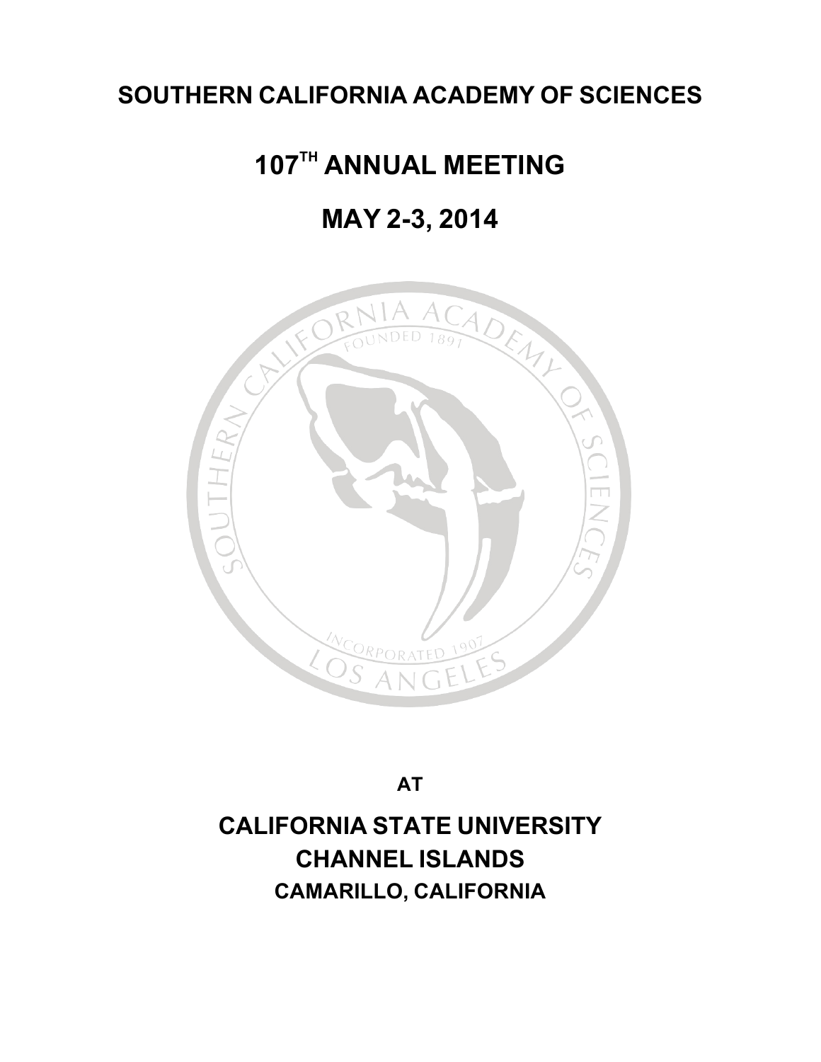# SOUTHERN CALIFORNIA ACADEMY OF SCIENCES

# 107TH ANNUAL MEETING

# MAY 2-3, 2014

**AT**

## CALIFORNIA STATE UNIVERSITY CHANNEL ISLANDS

### CAMARILLO, CALIFORNIA